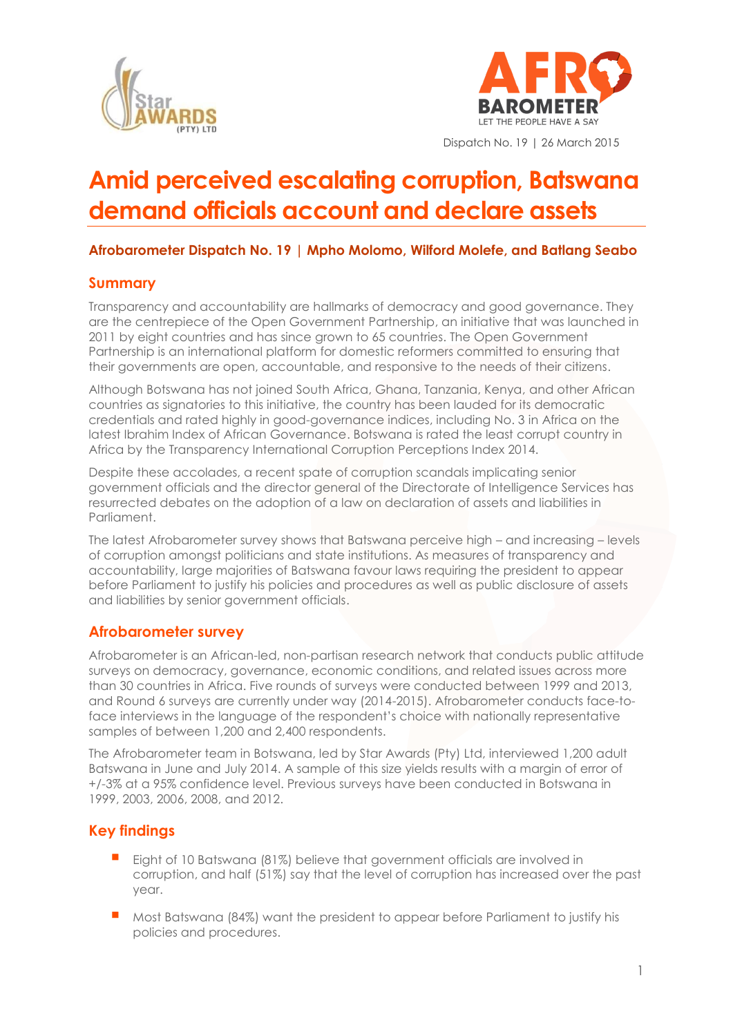Dispatch No. 19 | 26 March 2015

# Amid perceived escalating corruption, Batswana demand officials account and declare assets

**Afrobarometer Dispatch No. 19 | Mpho Molomo, Wilford Molefe, and Batlang Seabo**

## Summary

Transparency and accountability are hallmarks of democracy and good governance. They are the centrepiece of the Open Government Partnership, an initiative that was launched in 2011 by eight countries and has since grown to 65 countries. The Open Government Partnership is an international platform for domestic reformers committed to ensuring that their governments are open, accountable, and responsive to the needs of their citizens.

Although Botswana has not joined South Africa, Ghana, Tanzania, Kenya, and other African countries as signatories to this initiative, the country has been lauded for its democratic credentials and rated highly in good-governance indices, including No. 3 in Africa on the latest Ibrahim Index of African Governance. Botswana is rated the least corrupt country in Africa by the Transparency International Corruption Perceptions Index 2014.

Despite these accolades, a recent spate of corruption scandals implicating senior government officials and the director general of the Directorate of Intelligence Services has resurrected debates on the adoption of a law on declaration of assets and liabilities in Parliament.

The latest Afrobarometer survey shows that Batswana perceive high – and increasing – levels of corruption amongst politicians and state institutions. As measures of transparency and accountability, large majorities of Batswana favour laws requiring the president to appear before Parliament to justify his policies and procedures as well as public disclosure of assets and liabilities by senior government officials.

## Afrobarometer survey

Afrobarometer is an African-led, non-partisan research network that conducts public attitude surveys on democracy, governance, economic conditions, and related issues across more than 30 countries in Africa. Five rounds of surveys were conducted between 1999 and 2013, and Round 6 surveys are currently under way (2014-2015). Afrobarometer conducts face-to-face interviews in the language of the respondent's choice with nationally representative samples of between 1,200 and 2,400 respondents.

The Afrobarometer team in Botswana, led by Star Awards (Pty) Ltd, interviewed 1,200 adult Batswana in June and July 2014. A sample of this size yields results with a margin of error of +/-3% at a 95% confidence level. Previous surveys have been conducted in Botswana in 1999, 2003, 2006, 2008, and 2012.

## Key findings

- Eight of 10 Batswana (81%) believe that government officials are involved in corruption, and half (51%) say that the level of corruption has increased over the past year.
- Most Batswana (84%) want the president to appear before Parliament to justify his policies and procedures.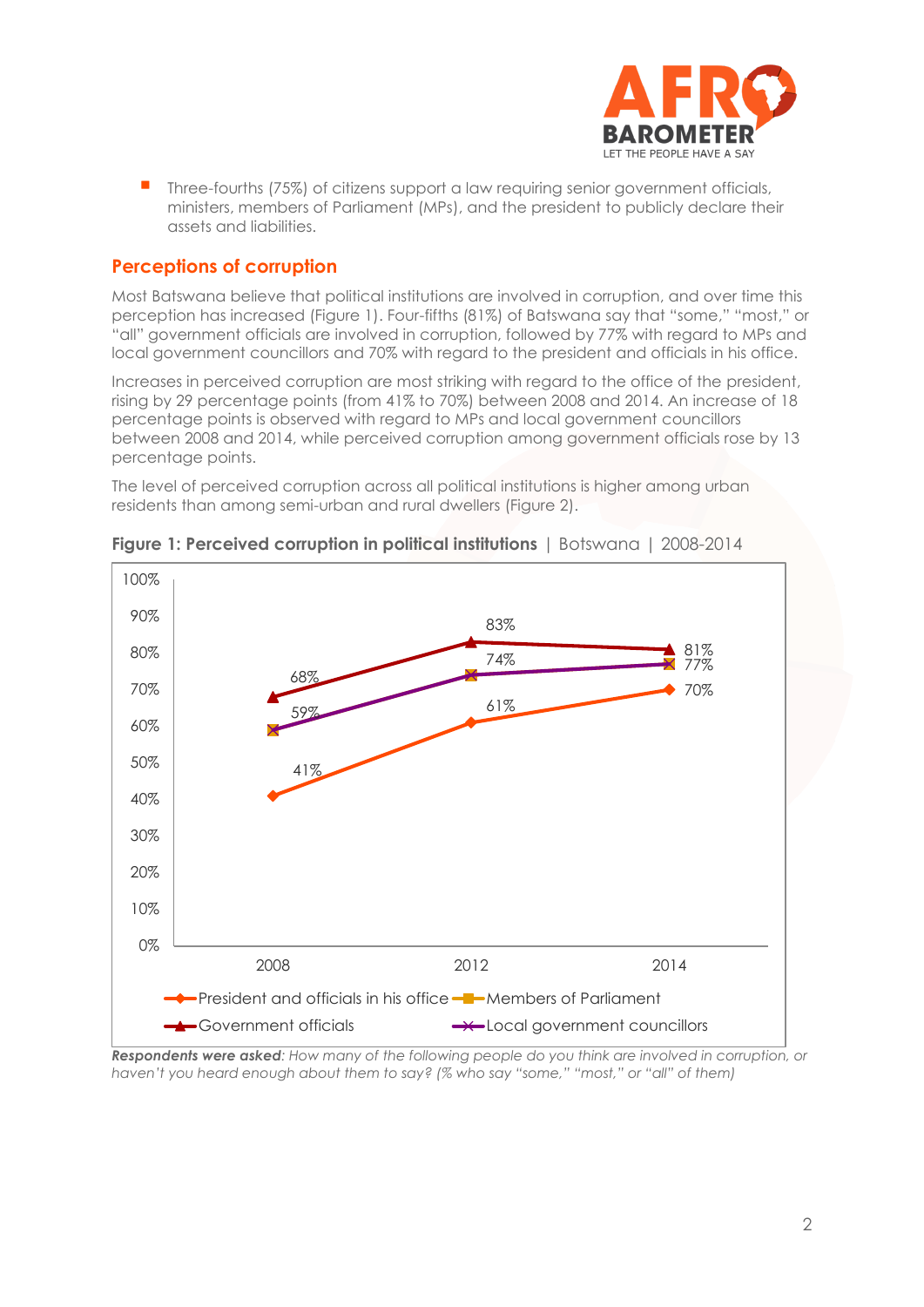- Three-fourths (75%) of citizens support a law requiring senior government officials, ministers, members of Parliament (MPs), and the president to publicly declare their assets and liabilities.

## Perceptions of corruption

Most Batswana believe that political institutions are involved in corruption, and over time this perception has increased (Figure 1). Four-fifths (81%) of Batswana say that "some," "most," or "all" government officials are involved in corruption, followed by 77% with regard to MPs and local government councillors and 70% with regard to the president and officials in his office.

Increases in perceived corruption are most striking with regard to the office of the president, rising by 29 percentage points (from 41% to 70%) between 2008 and 2014. An increase of 18 percentage points is observed with regard to MPs and local government councillors between 2008 and 2014, while perceived corruption among government officials rose by 13 percentage points.

The level of perceived corruption across all political institutions is higher among urban residents than among semi-urban and rural dwellers (Figure 2).

**Figure 1: Perceived corruption in political institutions** | Botswana | 2008-2014

| | 2008 | 2012 | 2014 |
|---|---|---|---|
| President and officials in his office | 41% | 61% | 70% |
| Members of Parliament | 59% | 74% | 77% |
| Government officials | 68% | 83% | 81% |
| Local government councillors | 59% | 74% | 77% |

***Respondents were asked**: How many of the following people do you think are involved in corruption, or haven't you heard enough about them to say? (% who say "some," "most," or "all" of them)*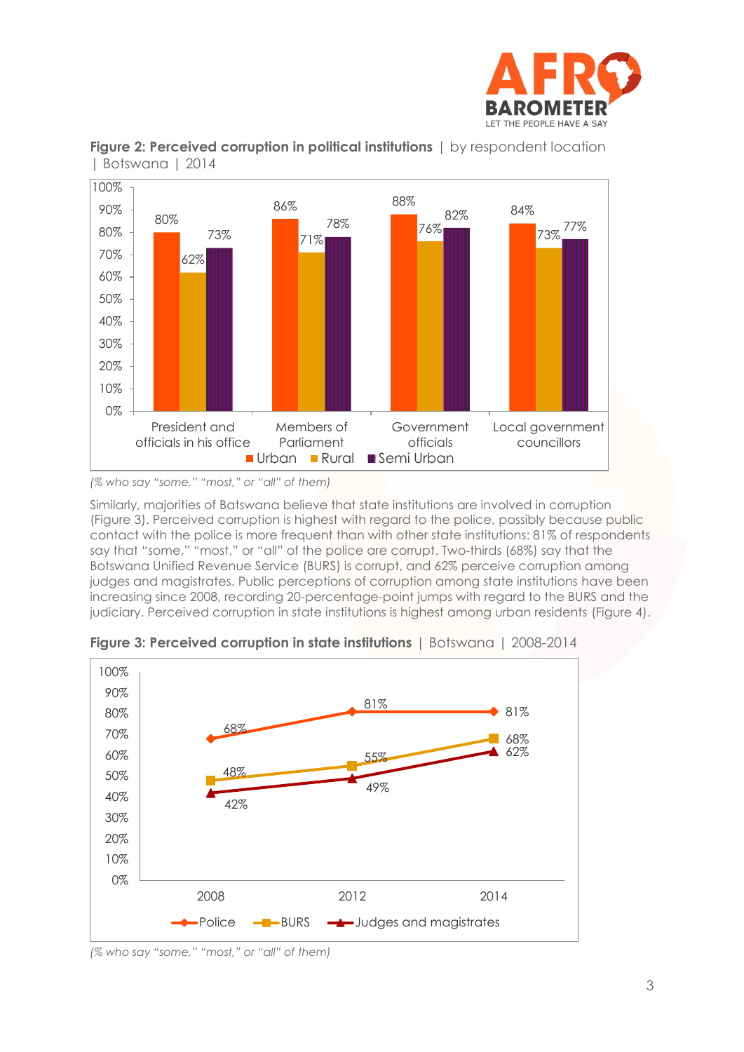**Figure 2: Perceived corruption in political institutions** | by respondent location | Botswana | 2014

| | Urban | Rural | Semi Urban |
|---|---|---|---|
| President and officials in his office | 80% | 62% | 73% |
| Members of Parliament | 86% | 71% | 78% |
| Government officials | 88% | 76% | 82% |
| Local government councillors | 84% | 73% | 77% |

*(% who say "some," "most," or "all" of them)*

Similarly, majorities of Batswana believe that state institutions are involved in corruption (Figure 3). Perceived corruption is highest with regard to the police, possibly because public contact with the police is more frequent than with other state institutions: 81% of respondents say that "some," "most," or "all" of the police are corrupt. Two-thirds (68%) say that the Botswana Unified Revenue Service (BURS) is corrupt, and 62% perceive corruption among judges and magistrates. Public perceptions of corruption among state institutions have been increasing since 2008, recording 20-percentage-point jumps with regard to the BURS and the judiciary. Perceived corruption in state institutions is highest among urban residents (Figure 4).

**Figure 3: Perceived corruption in state institutions** | Botswana | 2008-2014

| | 2008 | 2012 | 2014 |
|---|---|---|---|
| Police | 68% | 81% | 81% |
| BURS | 48% | 55% | 68% |
| Judges and magistrates | 42% | 49% | 62% |

*(% who say "some," "most," or "all" of them)*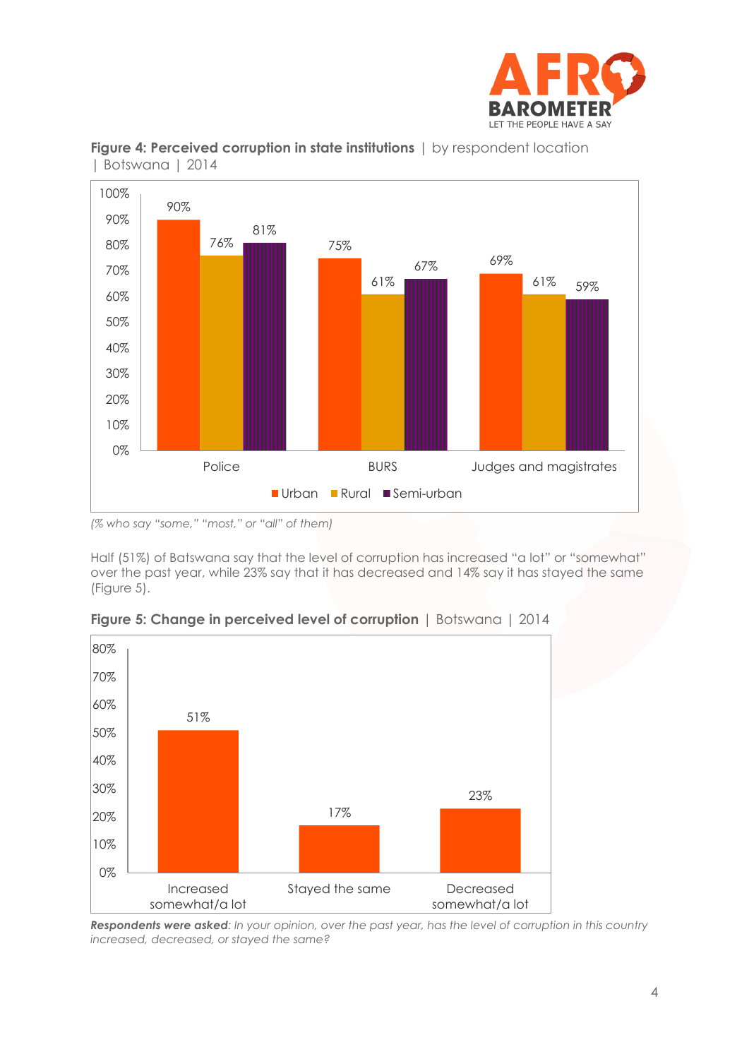**Figure 4: Perceived corruption in state institutions** | by respondent location | Botswana | 2014

| | Urban | Rural | Semi-urban |
|---|---|---|---|
| Police | 90% | 76% | 81% |
| BURS | 75% | 61% | 67% |
| Judges and magistrates | 69% | 61% | 59% |

*(% who say "some," "most," or "all" of them)*

Half (51%) of Batswana say that the level of corruption has increased "a lot" or "somewhat" over the past year, while 23% say that it has decreased and 14% say it has stayed the same (Figure 5).

**Figure 5: Change in perceived level of corruption** | Botswana | 2014

| Increased somewhat/a lot | Stayed the same | Decreased somewhat/a lot |
|---|---|---|
| 51% | 17% | 23% |

***Respondents were asked**: In your opinion, over the past year, has the level of corruption in this country increased, decreased, or stayed the same?*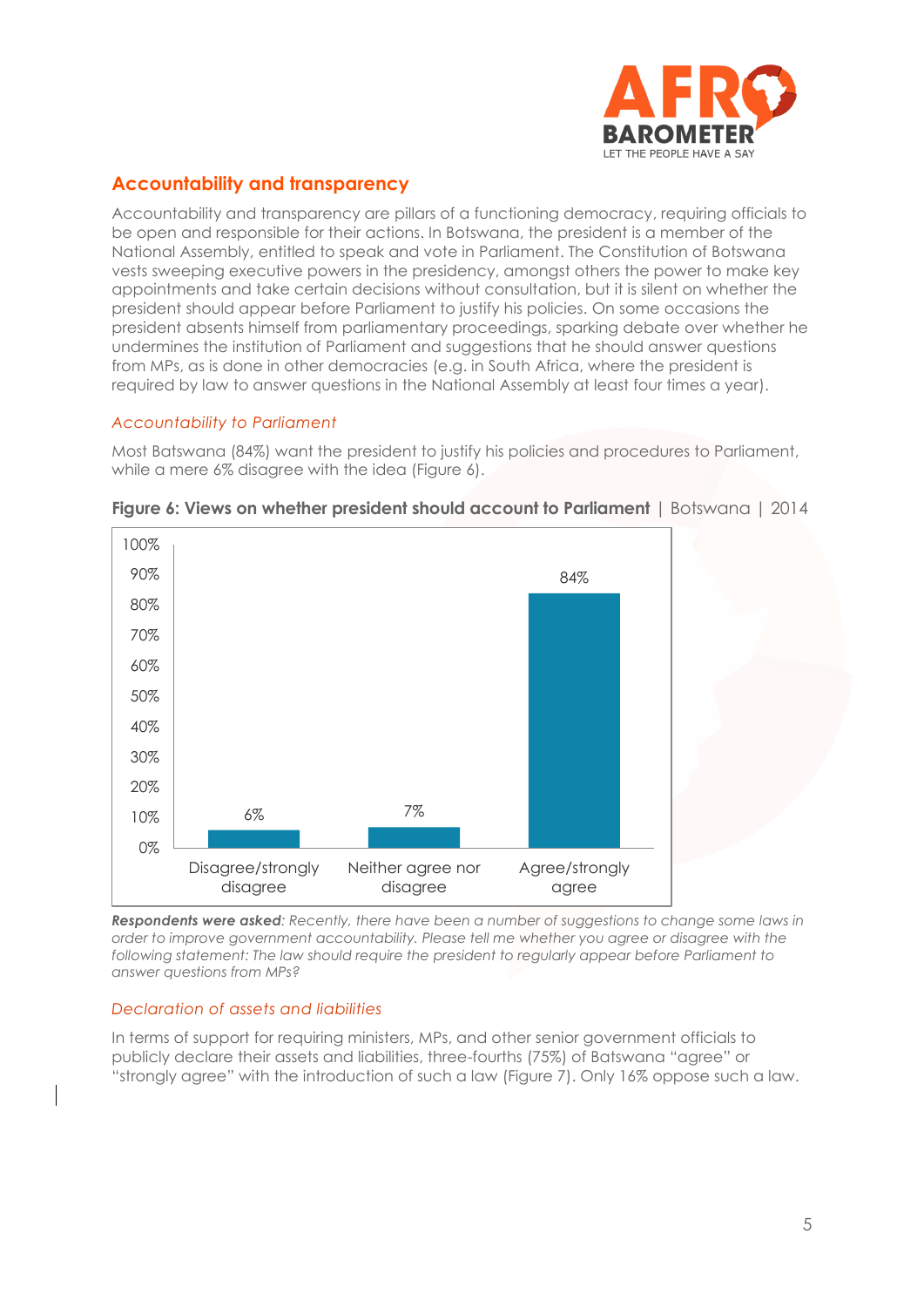## Accountability and transparency

Accountability and transparency are pillars of a functioning democracy, requiring officials to be open and responsible for their actions. In Botswana, the president is a member of the National Assembly, entitled to speak and vote in Parliament. The Constitution of Botswana vests sweeping executive powers in the presidency, amongst others the power to make key appointments and take certain decisions without consultation, but it is silent on whether the president should appear before Parliament to justify his policies. On some occasions the president absents himself from parliamentary proceedings, sparking debate over whether he undermines the institution of Parliament and suggestions that he should answer questions from MPs, as is done in other democracies (e.g. in South Africa, where the president is required by law to answer questions in the National Assembly at least four times a year).

### *Accountability to Parliament*

Most Batswana (84%) want the president to justify his policies and procedures to Parliament, while a mere 6% disagree with the idea (Figure 6).

**Figure 6: Views on whether president should account to Parliament** | Botswana | 2014

| Response | Percentage |
|---|---|
| Disagree/strongly disagree | 6% |
| Neither agree nor disagree | 7% |
| Agree/strongly agree | 84% |

***Respondents were asked**: Recently, there have been a number of suggestions to change some laws in order to improve government accountability. Please tell me whether you agree or disagree with the following statement: The law should require the president to regularly appear before Parliament to answer questions from MPs?*

### *Declaration of assets and liabilities*

In terms of support for requiring ministers, MPs, and other senior government officials to publicly declare their assets and liabilities, three-fourths (75%) of Batswana "agree" or "strongly agree" with the introduction of such a law (Figure 7). Only 16% oppose such a law.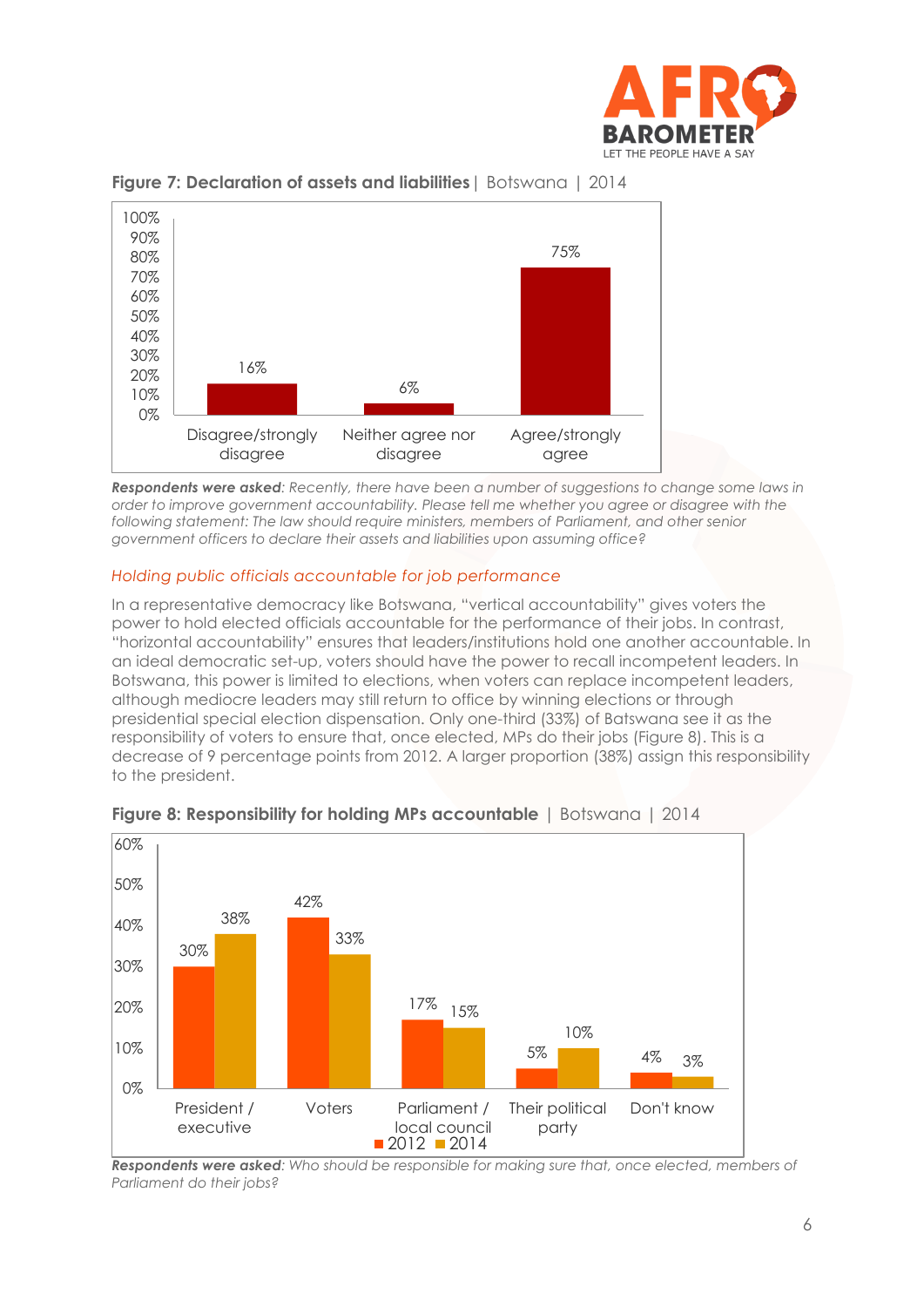**Figure 7: Declaration of assets and liabilities** | Botswana | 2014

| Response | % |
|---|---|
| Disagree/strongly disagree | 16% |
| Neither agree nor disagree | 6% |
| Agree/strongly agree | 75% |

***Respondents were asked****: Recently, there have been a number of suggestions to change some laws in order to improve government accountability. Please tell me whether you agree or disagree with the following statement: The law should require ministers, members of Parliament, and other senior government officers to declare their assets and liabilities upon assuming office?*

### *Holding public officials accountable for job performance*

In a representative democracy like Botswana, "vertical accountability" gives voters the power to hold elected officials accountable for the performance of their jobs. In contrast, "horizontal accountability" ensures that leaders/institutions hold one another accountable. In an ideal democratic set-up, voters should have the power to recall incompetent leaders. In Botswana, this power is limited to elections, when voters can replace incompetent leaders, although mediocre leaders may still return to office by winning elections or through presidential special election dispensation. Only one-third (33%) of Batswana see it as the responsibility of voters to ensure that, once elected, MPs do their jobs (Figure 8). This is a decrease of 9 percentage points from 2012. A larger proportion (38%) assign this responsibility to the president.

**Figure 8: Responsibility for holding MPs accountable** | Botswana | 2014

| | 2012 | 2014 |
|---|---|---|
| President / executive | 30% | 38% |
| Voters | 42% | 33% |
| Parliament / local council | 17% | 15% |
| Their political party | 5% | 10% |
| Don't know | 4% | 3% |

***Respondents were asked****: Who should be responsible for making sure that, once elected, members of Parliament do their jobs?*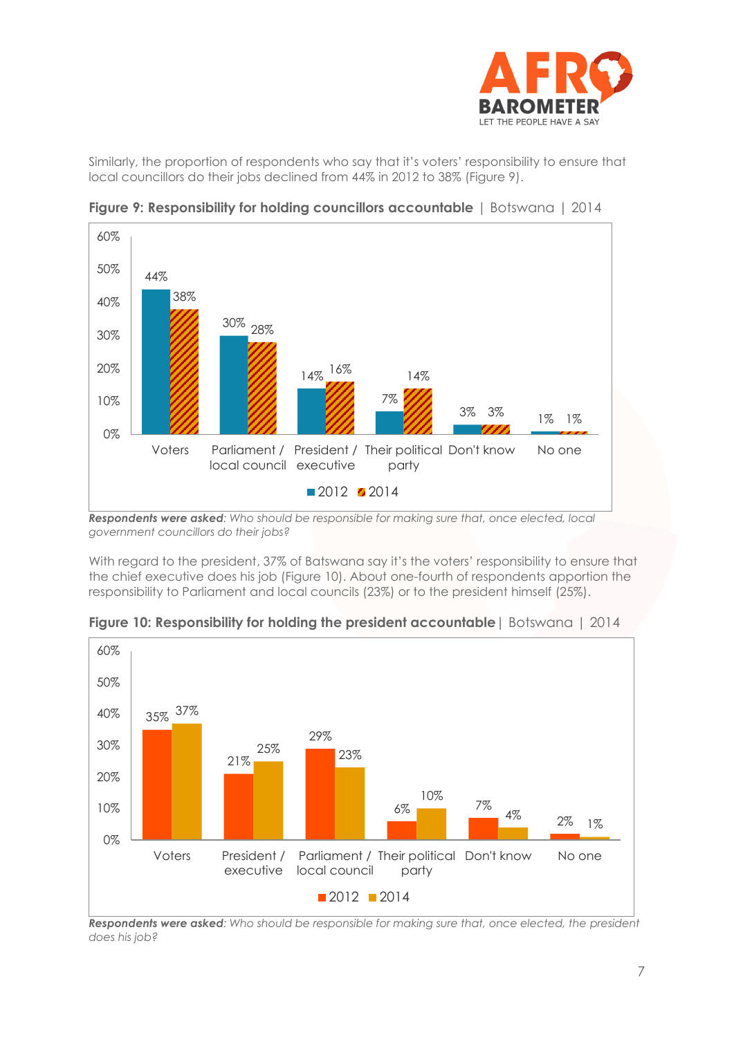Similarly, the proportion of respondents who say that it's voters' responsibility to ensure that local councillors do their jobs declined from 44% in 2012 to 38% (Figure 9).

**Figure 9: Responsibility for holding councillors accountable** | Botswana | 2014

| | 2012 | 2014 |
|---|---|---|
| Voters | 44% | 38% |
| Parliament / local council | 30% | 28% |
| President / executive | 14% | 16% |
| Their political party | 7% | 14% |
| Don't know | 3% | 3% |
| No one | 1% | 1% |

***Respondents were asked****: Who should be responsible for making sure that, once elected, local government councillors do their jobs?*

With regard to the president, 37% of Batswana say it's the voters' responsibility to ensure that the chief executive does his job (Figure 10). About one-fourth of respondents apportion the responsibility to Parliament and local councils (23%) or to the president himself (25%).

**Figure 10: Responsibility for holding the president accountable** | Botswana | 2014

| | 2012 | 2014 |
|---|---|---|
| Voters | 35% | 37% |
| President / executive | 21% | 25% |
| Parliament / local council | 29% | 23% |
| Their political party | 6% | 10% |
| Don't know | 7% | 4% |
| No one | 2% | 1% |

***Respondents were asked****: Who should be responsible for making sure that, once elected, the president does his job?*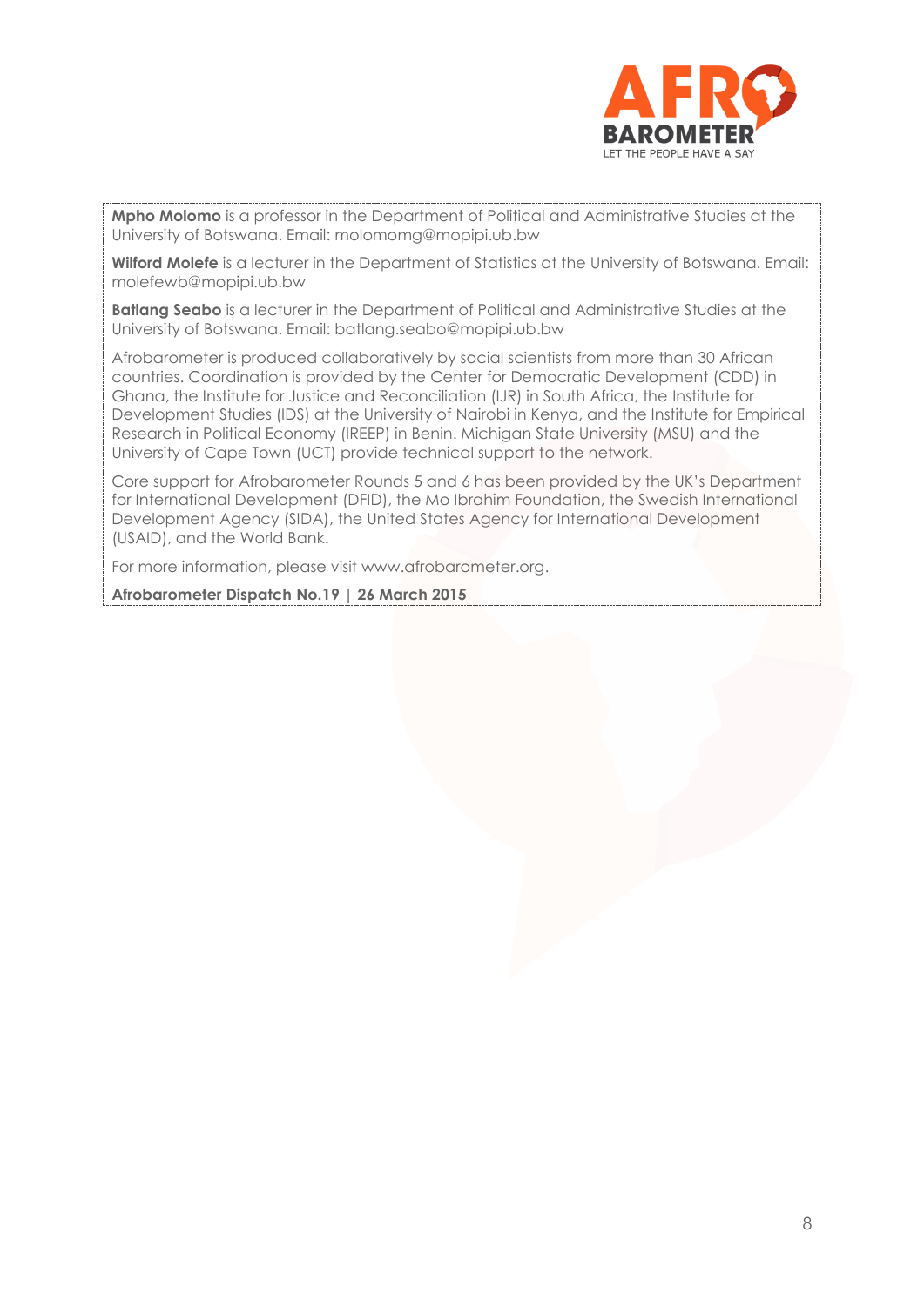**Mpho Molomo** is a professor in the Department of Political and Administrative Studies at the University of Botswana. Email: molomomg@mopipi.ub.bw

**Wilford Molefe** is a lecturer in the Department of Statistics at the University of Botswana. Email: molefewb@mopipi.ub.bw

**Batlang Seabo** is a lecturer in the Department of Political and Administrative Studies at the University of Botswana. Email: batlang.seabo@mopipi.ub.bw

Afrobarometer is produced collaboratively by social scientists from more than 30 African countries. Coordination is provided by the Center for Democratic Development (CDD) in Ghana, the Institute for Justice and Reconciliation (IJR) in South Africa, the Institute for Development Studies (IDS) at the University of Nairobi in Kenya, and the Institute for Empirical Research in Political Economy (IREEP) in Benin. Michigan State University (MSU) and the University of Cape Town (UCT) provide technical support to the network.

Core support for Afrobarometer Rounds 5 and 6 has been provided by the UK's Department for International Development (DFID), the Mo Ibrahim Foundation, the Swedish International Development Agency (SIDA), the United States Agency for International Development (USAID), and the World Bank.

For more information, please visit www.afrobarometer.org.

**Afrobarometer Dispatch No.19 | 26 March 2015**